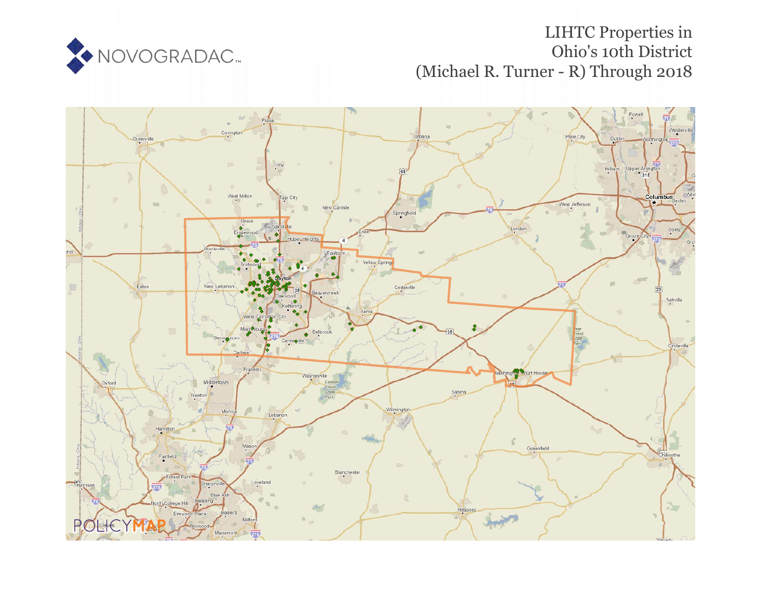NOVOGRADAC

# LIHTC Properties in Ohio's 10th District (Michael R. Turner - R) Through 2018

Piqua
Greenville
Covington
Urbana
Plain City
Powell
Westerville
Dublin
Worthington
Troy
Hilliard
Upper Arlington
West Milton
Tipp City
New Carlisle
Springfield
West Jefferson
Columbus
Bexley
Union
Vandalia
Englewood
Huber Heights
Enon
London
Grove City
Obetz
Brookville
Fairborn
Yellow Springs
Trotwood
Dayton
Eaton
New Lebanon
Beavercreek
Cedarville
Ashville
Oakwood
Kettering
Xenia
West Carrollton City
Miamisburg
Bellbrook
Germantown
Centerville
Circleville
Deer Creek State Park
Carlisle
Franklin
Washington Court House
Waynesville
Oxford
Middletown
Caesar Creek State Park
Sabina
Trenton
Monroe
Wilmington
Lebanon
Hamilton
Mason
Greenfield
Fairfield
Chillicothe
Blanchester
Forest Park
Harrison
Sharonville
Loveland
Blue Ash
Reading
North College Hill
Elmwood Place
Madeira
Hillsboro
Cleves
Norwood
Milford
Mariemont

POLICYMAP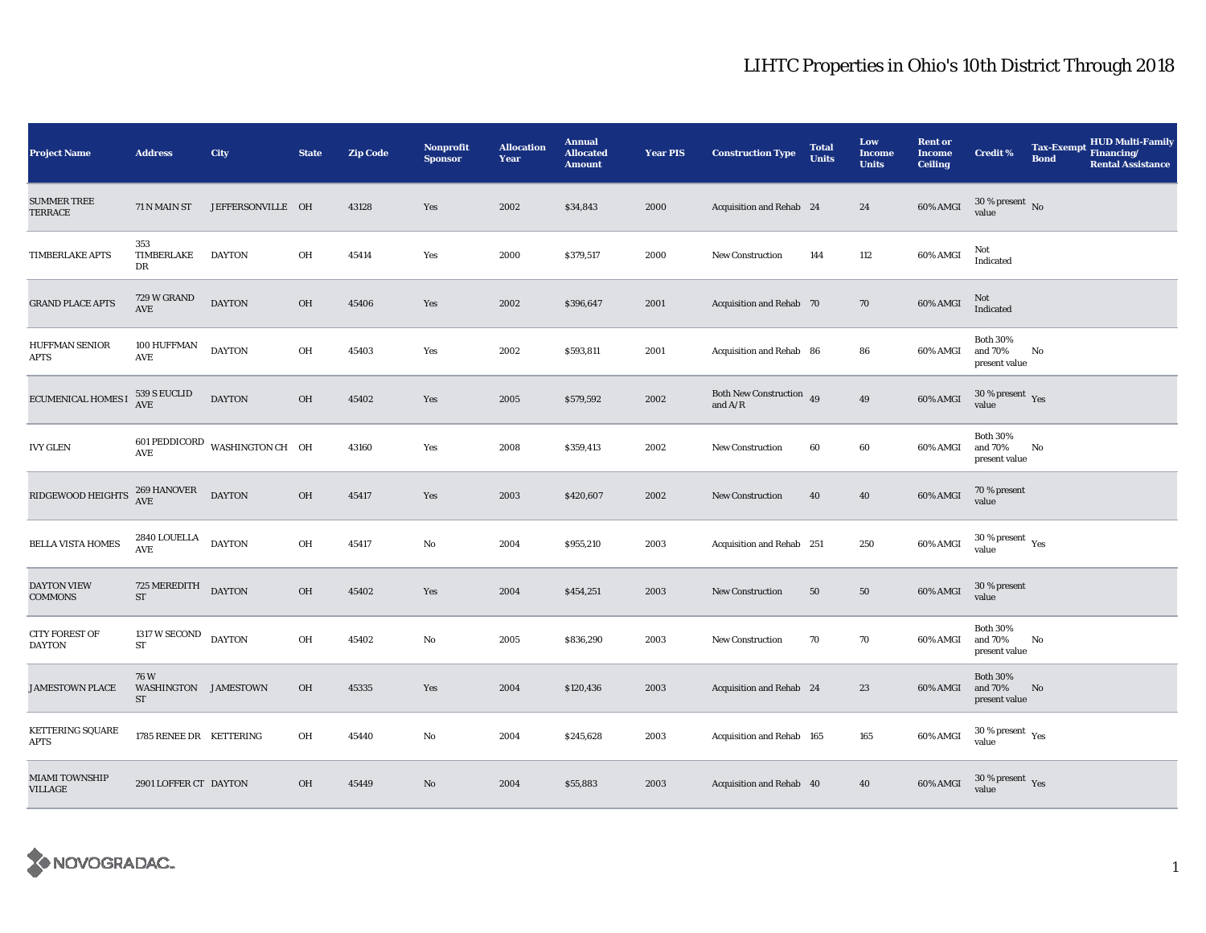# LIHTC Properties in Ohio's 10th District Through 2018

| Project Name | Address | City | State | Zip Code | Nonprofit Sponsor | Allocation Year | Annual Allocated Amount | Year PIS | Construction Type | Total Units | Low Income Units | Rent or Income Ceiling | Credit % | Tax-Exempt Bond | HUD Multi-Family Financing/ Rental Assistance |
|---|---|---|---|---|---|---|---|---|---|---|---|---|---|---|---|
| SUMMER TREE TERRACE | 71 N MAIN ST | JEFFERSONVILLE | OH | 43128 | Yes | 2002 | $34,843 | 2000 | Acquisition and Rehab | 24 | 24 | 60% AMGI | 30 % present value | No | |
| TIMBERLAKE APTS | 353 TIMBERLAKE DR | DAYTON | OH | 45414 | Yes | 2000 | $379,517 | 2000 | New Construction | 144 | 112 | 60% AMGI | Not Indicated | | |
| GRAND PLACE APTS | 729 W GRAND AVE | DAYTON | OH | 45406 | Yes | 2002 | $396,647 | 2001 | Acquisition and Rehab | 70 | 70 | 60% AMGI | Not Indicated | | |
| HUFFMAN SENIOR APTS | 100 HUFFMAN AVE | DAYTON | OH | 45403 | Yes | 2002 | $593,811 | 2001 | Acquisition and Rehab | 86 | 86 | 60% AMGI | Both 30% and 70% present value | No | |
| ECUMENICAL HOMES I | 539 S EUCLID AVE | DAYTON | OH | 45402 | Yes | 2005 | $579,592 | 2002 | Both New Construction and A/R | 49 | 49 | 60% AMGI | 30 % present value | Yes | |
| IVY GLEN | 601 PEDDICORD AVE | WASHINGTON CH | OH | 43160 | Yes | 2008 | $359,413 | 2002 | New Construction | 60 | 60 | 60% AMGI | Both 30% and 70% present value | No | |
| RIDGEWOOD HEIGHTS | 269 HANOVER AVE | DAYTON | OH | 45417 | Yes | 2003 | $420,607 | 2002 | New Construction | 40 | 40 | 60% AMGI | 70 % present value | | |
| BELLA VISTA HOMES | 2840 LOUELLA AVE | DAYTON | OH | 45417 | No | 2004 | $955,210 | 2003 | Acquisition and Rehab | 251 | 250 | 60% AMGI | 30 % present value | Yes | |
| DAYTON VIEW COMMONS | 725 MEREDITH ST | DAYTON | OH | 45402 | Yes | 2004 | $454,251 | 2003 | New Construction | 50 | 50 | 60% AMGI | 30 % present value | | |
| CITY FOREST OF DAYTON | 1317 W SECOND ST | DAYTON | OH | 45402 | No | 2005 | $836,290 | 2003 | New Construction | 70 | 70 | 60% AMGI | Both 30% and 70% present value | No | |
| JAMESTOWN PLACE | 76 W WASHINGTON ST | JAMESTOWN | OH | 45335 | Yes | 2004 | $120,436 | 2003 | Acquisition and Rehab | 24 | 23 | 60% AMGI | Both 30% and 70% present value | No | |
| KETTERING SQUARE APTS | 1785 RENEE DR | KETTERING | OH | 45440 | No | 2004 | $245,628 | 2003 | Acquisition and Rehab | 165 | 165 | 60% AMGI | 30 % present value | Yes | |
| MIAMI TOWNSHIP VILLAGE | 2901 LOFFER CT | DAYTON | OH | 45449 | No | 2004 | $55,883 | 2003 | Acquisition and Rehab | 40 | 40 | 60% AMGI | 30 % present value | Yes | |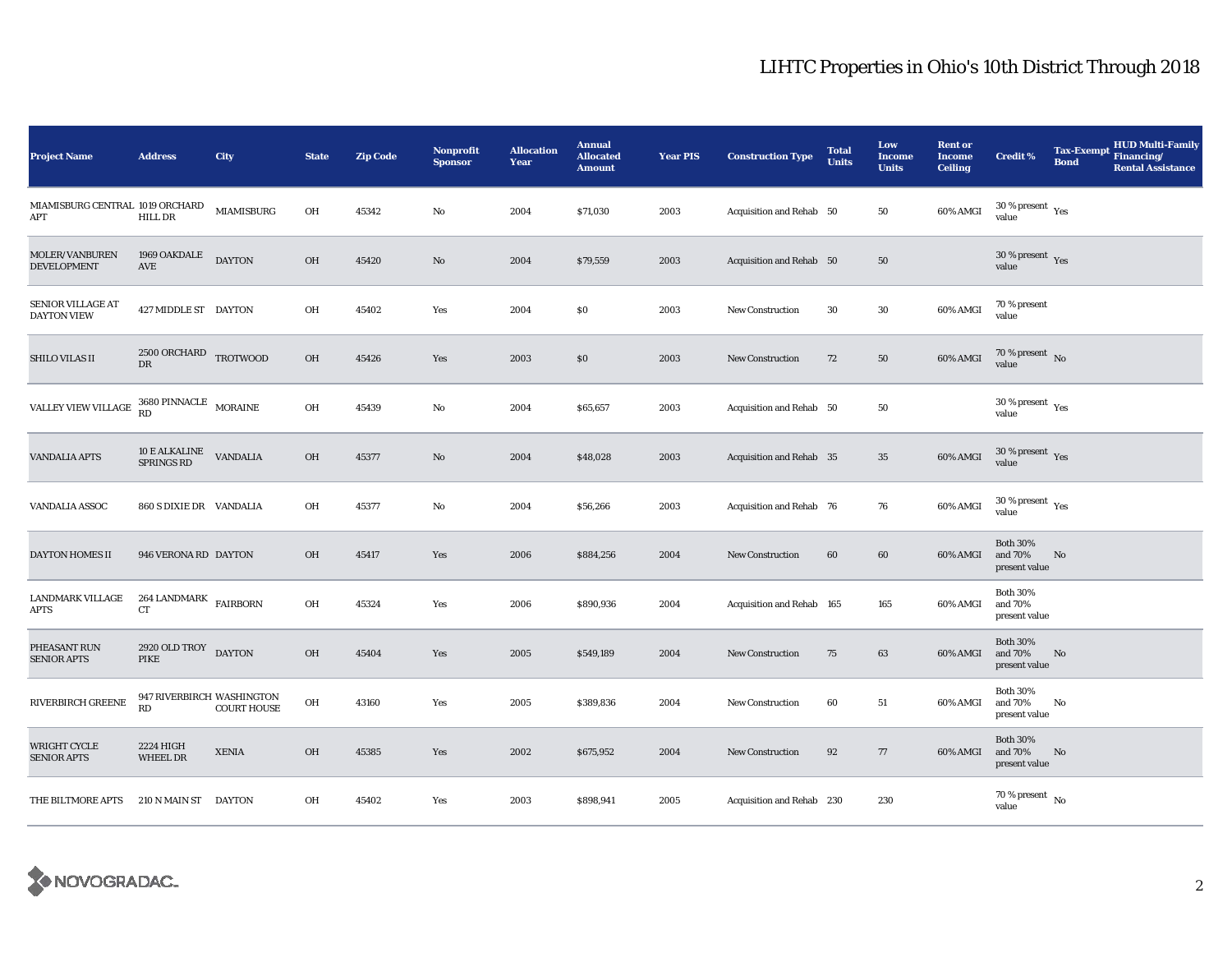# LIHTC Properties in Ohio's 10th District Through 2018

| Project Name | Address | City | State | Zip Code | Nonprofit Sponsor | Allocation Year | Annual Allocated Amount | Year PIS | Construction Type | Total Units | Low Income Units | Rent or Income Ceiling | Credit % | Tax-Exempt Bond | HUD Multi-Family Financing/ Rental Assistance |
|---|---|---|---|---|---|---|---|---|---|---|---|---|---|---|---|
| MIAMISBURG CENTRAL APT | 1019 ORCHARD HILL DR | MIAMISBURG | OH | 45342 | No | 2004 | $71,030 | 2003 | Acquisition and Rehab | 50 | 50 | 60% AMGI | 30 % present value | Yes | |
| MOLER/VANBUREN DEVELOPMENT | 1969 OAKDALE AVE | DAYTON | OH | 45420 | No | 2004 | $79,559 | 2003 | Acquisition and Rehab | 50 | 50 | | 30 % present value | Yes | |
| SENIOR VILLAGE AT DAYTON VIEW | 427 MIDDLE ST | DAYTON | OH | 45402 | Yes | 2004 | $0 | 2003 | New Construction | 30 | 30 | 60% AMGI | 70 % present value | | |
| SHILO VILAS II | 2500 ORCHARD DR | TROTWOOD | OH | 45426 | Yes | 2003 | $0 | 2003 | New Construction | 72 | 50 | 60% AMGI | 70 % present value | No | |
| VALLEY VIEW VILLAGE | 3680 PINNACLE RD | MORAINE | OH | 45439 | No | 2004 | $65,657 | 2003 | Acquisition and Rehab | 50 | 50 | | 30 % present value | Yes | |
| VANDALIA APTS | 10 E ALKALINE SPRINGS RD | VANDALIA | OH | 45377 | No | 2004 | $48,028 | 2003 | Acquisition and Rehab | 35 | 35 | 60% AMGI | 30 % present value | Yes | |
| VANDALIA ASSOC | 860 S DIXIE DR | VANDALIA | OH | 45377 | No | 2004 | $56,266 | 2003 | Acquisition and Rehab | 76 | 76 | 60% AMGI | 30 % present value | Yes | |
| DAYTON HOMES II | 946 VERONA RD | DAYTON | OH | 45417 | Yes | 2006 | $884,256 | 2004 | New Construction | 60 | 60 | 60% AMGI | Both 30% and 70% present value | No | |
| LANDMARK VILLAGE APTS | 264 LANDMARK CT | FAIRBORN | OH | 45324 | Yes | 2006 | $890,936 | 2004 | Acquisition and Rehab | 165 | 165 | 60% AMGI | Both 30% and 70% present value | | |
| PHEASANT RUN SENIOR APTS | 2920 OLD TROY PIKE | DAYTON | OH | 45404 | Yes | 2005 | $549,189 | 2004 | New Construction | 75 | 63 | 60% AMGI | Both 30% and 70% present value | No | |
| RIVERBIRCH GREENE | 947 RIVERBIRCH RD | WASHINGTON COURT HOUSE | OH | 43160 | Yes | 2005 | $389,836 | 2004 | New Construction | 60 | 51 | 60% AMGI | Both 30% and 70% present value | No | |
| WRIGHT CYCLE SENIOR APTS | 2224 HIGH WHEEL DR | XENIA | OH | 45385 | Yes | 2002 | $675,952 | 2004 | New Construction | 92 | 77 | 60% AMGI | Both 30% and 70% present value | No | |
| THE BILTMORE APTS | 210 N MAIN ST | DAYTON | OH | 45402 | Yes | 2003 | $898,941 | 2005 | Acquisition and Rehab | 230 | 230 | | 70 % present value | No | |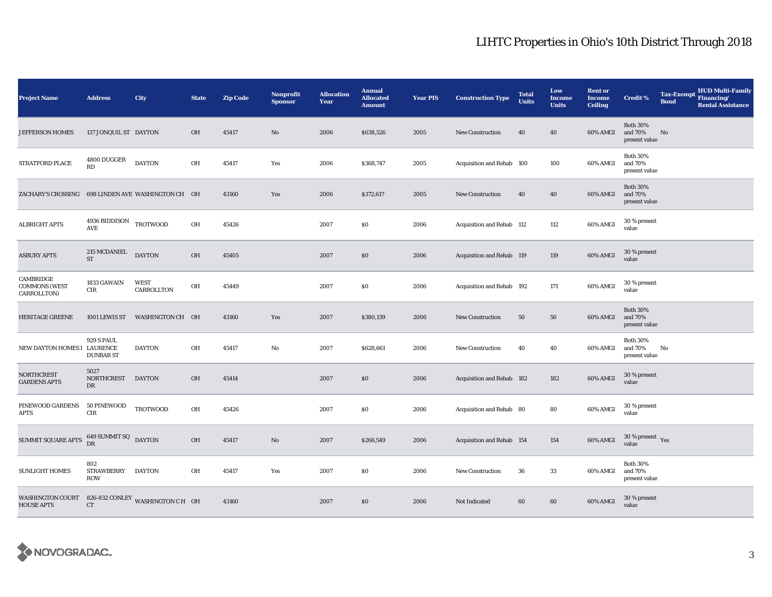# LIHTC Properties in Ohio's 10th District Through 2018

| Project Name | Address | City | State | Zip Code | Nonprofit Sponsor | Allocation Year | Annual Allocated Amount | Year PIS | Construction Type | Total Units | Low Income Units | Rent or Income Ceiling | Credit % | Tax-Exempt Bond | HUD Multi-Family Financing/ Rental Assistance |
|---|---|---|---|---|---|---|---|---|---|---|---|---|---|---|---|
| JEFFERSON HOMES | 137 JONQUIL ST | DAYTON | OH | 45417 | No | 2006 | $638,526 | 2005 | New Construction | 40 | 40 | 60% AMGI | Both 30% and 70% present value | No | |
| STRATFORD PLACE | 4800 DUGGER RD | DAYTON | OH | 45417 | Yes | 2006 | $368,747 | 2005 | Acquisition and Rehab | 100 | 100 | 60% AMGI | Both 30% and 70% present value | | |
| ZACHARY'S CROSSING | 698 LINDEN AVE | WASHINGTON CH | OH | 43160 | Yes | 2006 | $372,617 | 2005 | New Construction | 40 | 40 | 60% AMGI | Both 30% and 70% present value | | |
| ALBRIGHT APTS | 4936 BIDDISON AVE | TROTWOOD | OH | 45426 | | 2007 | $0 | 2006 | Acquisition and Rehab | 112 | 112 | 60% AMGI | 30 % present value | | |
| ASBURY APTS | 215 MCDANIEL ST | DAYTON | OH | 45405 | | 2007 | $0 | 2006 | Acquisition and Rehab | 119 | 119 | 60% AMGI | 30 % present value | | |
| CAMBRIDGE COMMONS (WEST CARROLLTON) | 1833 GAWAIN CIR | WEST CARROLLTON | OH | 45449 | | 2007 | $0 | 2006 | Acquisition and Rehab | 192 | 171 | 60% AMGI | 30 % present value | | |
| HERITAGE GREENE | 1001 LEWIS ST | WASHINGTON CH | OH | 43160 | Yes | 2007 | $380,139 | 2006 | New Construction | 50 | 50 | 60% AMGI | Both 30% and 70% present value | | |
| NEW DAYTON HOMES I | 929 S PAUL LAURENCE DUNBAR ST | DAYTON | OH | 45417 | No | 2007 | $628,661 | 2006 | New Construction | 40 | 40 | 60% AMGI | Both 30% and 70% present value | No | |
| NORTHCREST GARDENS APTS | 5027 NORTHCREST DR | DAYTON | OH | 45414 | | 2007 | $0 | 2006 | Acquisition and Rehab | 182 | 182 | 60% AMGI | 30 % present value | | |
| PINEWOOD GARDENS APTS | 50 PINEWOOD CIR | TROTWOOD | OH | 45426 | | 2007 | $0 | 2006 | Acquisition and Rehab | 80 | 80 | 60% AMGI | 30 % present value | | |
| SUMMIT SQUARE APTS | 649 SUMMIT SQ DR | DAYTON | OH | 45417 | No | 2007 | $266,549 | 2006 | Acquisition and Rehab | 154 | 154 | 60% AMGI | 30 % present value | Yes | |
| SUNLIGHT HOMES | 802 STRAWBERRY ROW | DAYTON | OH | 45417 | Yes | 2007 | $0 | 2006 | New Construction | 36 | 33 | 60% AMGI | Both 30% and 70% present value | | |
| WASHINGTON COURT HOUSE APTS | 826-832 CONLEY CT | WASHINGTON C H | OH | 43160 | | 2007 | $0 | 2006 | Not Indicated | 60 | 60 | 60% AMGI | 30 % present value | | |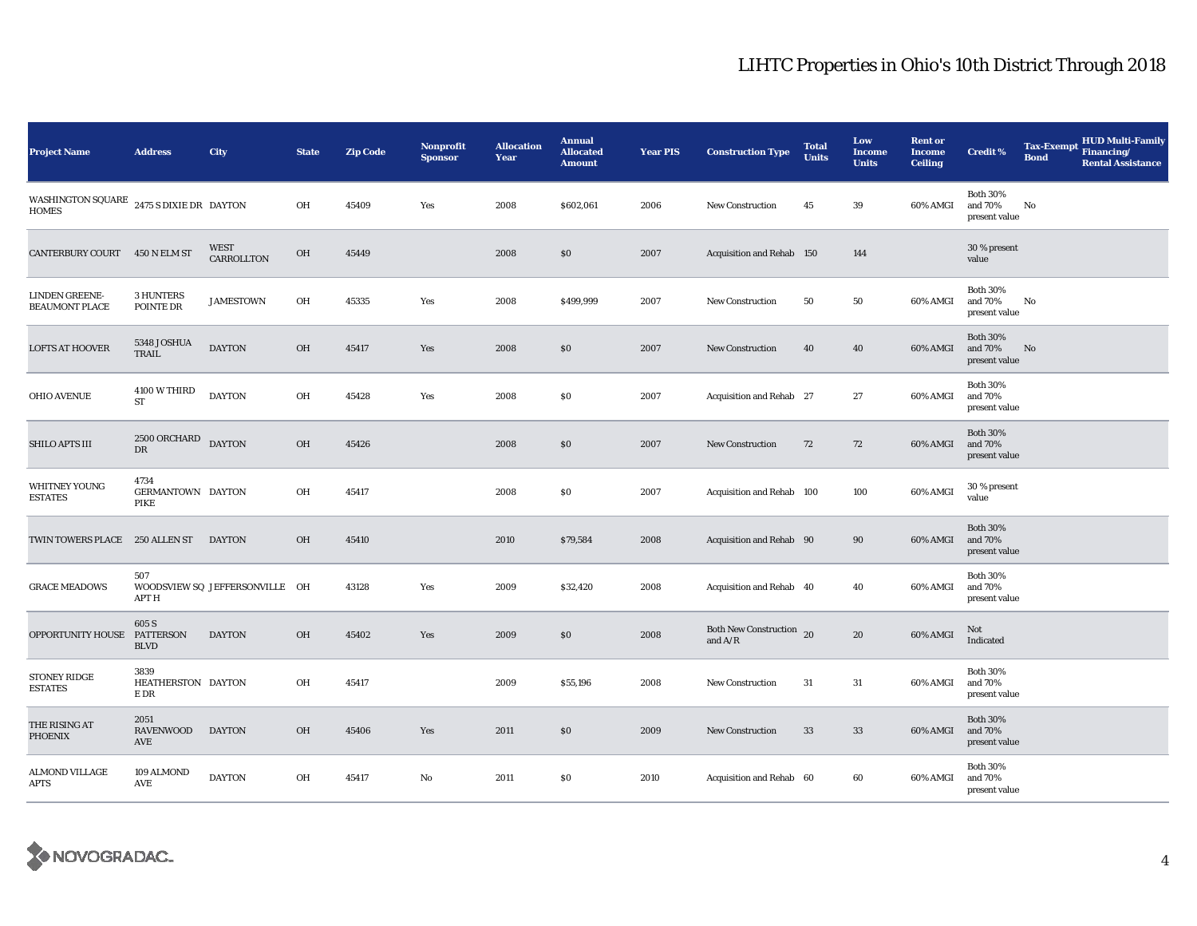# LIHTC Properties in Ohio's 10th District Through 2018

| Project Name | Address | City | State | Zip Code | Nonprofit Sponsor | Allocation Year | Annual Allocated Amount | Year PIS | Construction Type | Total Units | Low Income Units | Rent or Income Ceiling | Credit % | Tax-Exempt Bond | HUD Multi-Family Financing/ Rental Assistance |
|---|---|---|---|---|---|---|---|---|---|---|---|---|---|---|---|
| WASHINGTON SQUARE HOMES | 2475 S DIXIE DR | DAYTON | OH | 45409 | Yes | 2008 | $602,061 | 2006 | New Construction | 45 | 39 | 60% AMGI | Both 30% and 70% present value | No | |
| CANTERBURY COURT | 450 N ELM ST | WEST CARROLLTON | OH | 45449 | | 2008 | $0 | 2007 | Acquisition and Rehab | 150 | 144 | | 30 % present value | | |
| LINDEN GREENE-BEAUMONT PLACE | 3 HUNTERS POINTE DR | JAMESTOWN | OH | 45335 | Yes | 2008 | $499,999 | 2007 | New Construction | 50 | 50 | 60% AMGI | Both 30% and 70% present value | No | |
| LOFTS AT HOOVER | 5348 JOSHUA TRAIL | DAYTON | OH | 45417 | Yes | 2008 | $0 | 2007 | New Construction | 40 | 40 | 60% AMGI | Both 30% and 70% present value | No | |
| OHIO AVENUE | 4100 W THIRD ST | DAYTON | OH | 45428 | Yes | 2008 | $0 | 2007 | Acquisition and Rehab | 27 | 27 | 60% AMGI | Both 30% and 70% present value | | |
| SHILO APTS III | 2500 ORCHARD DR | DAYTON | OH | 45426 | | 2008 | $0 | 2007 | New Construction | 72 | 72 | 60% AMGI | Both 30% and 70% present value | | |
| WHITNEY YOUNG ESTATES | 4734 GERMANTOWN PIKE | DAYTON | OH | 45417 | | 2008 | $0 | 2007 | Acquisition and Rehab | 100 | 100 | 60% AMGI | 30 % present value | | |
| TWIN TOWERS PLACE | 250 ALLEN ST | DAYTON | OH | 45410 | | 2010 | $79,584 | 2008 | Acquisition and Rehab | 90 | 90 | 60% AMGI | Both 30% and 70% present value | | |
| GRACE MEADOWS | 507 WOODSVIEW SQ APT H | JEFFERSONVILLE | OH | 43128 | Yes | 2009 | $32,420 | 2008 | Acquisition and Rehab | 40 | 40 | 60% AMGI | Both 30% and 70% present value | | |
| OPPORTUNITY HOUSE | 605 S PATTERSON BLVD | DAYTON | OH | 45402 | Yes | 2009 | $0 | 2008 | Both New Construction and A/R | 20 | 20 | 60% AMGI | Not Indicated | | |
| STONEY RIDGE ESTATES | 3839 HEATHERSTONE DR | DAYTON | OH | 45417 | | 2009 | $55,196 | 2008 | New Construction | 31 | 31 | 60% AMGI | Both 30% and 70% present value | | |
| THE RISING AT PHOENIX | 2051 RAVENWOOD AVE | DAYTON | OH | 45406 | Yes | 2011 | $0 | 2009 | New Construction | 33 | 33 | 60% AMGI | Both 30% and 70% present value | | |
| ALMOND VILLAGE APTS | 109 ALMOND AVE | DAYTON | OH | 45417 | No | 2011 | $0 | 2010 | Acquisition and Rehab | 60 | 60 | 60% AMGI | Both 30% and 70% present value | | |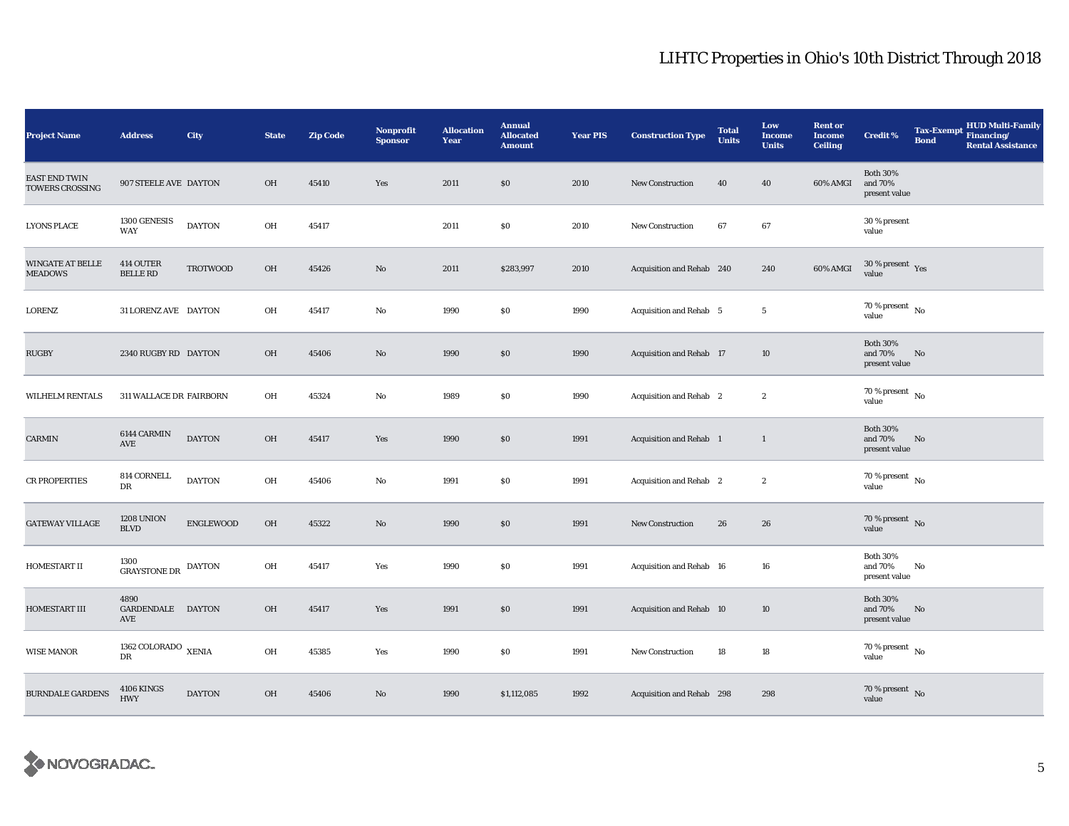# LIHTC Properties in Ohio's 10th District Through 2018

| Project Name | Address | City | State | Zip Code | Nonprofit Sponsor | Allocation Year | Annual Allocated Amount | Year PIS | Construction Type | Total Units | Low Income Units | Rent or Income Ceiling | Credit % | Tax-Exempt Bond | HUD Multi-Family Financing/ Rental Assistance |
|---|---|---|---|---|---|---|---|---|---|---|---|---|---|---|---|
| EAST END TWIN TOWERS CROSSING | 907 STEELE AVE | DAYTON | OH | 45410 | Yes | 2011 | $0 | 2010 | New Construction | 40 | 40 | 60% AMGI | Both 30% and 70% present value | | |
| LYONS PLACE | 1300 GENESIS WAY | DAYTON | OH | 45417 | | 2011 | $0 | 2010 | New Construction | 67 | 67 | | 30 % present value | | |
| WINGATE AT BELLE MEADOWS | 414 OUTER BELLE RD | TROTWOOD | OH | 45426 | No | 2011 | $283,997 | 2010 | Acquisition and Rehab | 240 | 240 | 60% AMGI | 30 % present value | Yes | |
| LORENZ | 31 LORENZ AVE | DAYTON | OH | 45417 | No | 1990 | $0 | 1990 | Acquisition and Rehab | 5 | 5 | | 70 % present value | No | |
| RUGBY | 2340 RUGBY RD | DAYTON | OH | 45406 | No | 1990 | $0 | 1990 | Acquisition and Rehab | 17 | 10 | | Both 30% and 70% present value | No | |
| WILHELM RENTALS | 311 WALLACE DR | FAIRBORN | OH | 45324 | No | 1989 | $0 | 1990 | Acquisition and Rehab | 2 | 2 | | 70 % present value | No | |
| CARMIN | 6144 CARMIN AVE | DAYTON | OH | 45417 | Yes | 1990 | $0 | 1991 | Acquisition and Rehab | 1 | 1 | | Both 30% and 70% present value | No | |
| CR PROPERTIES | 814 CORNELL DR | DAYTON | OH | 45406 | No | 1991 | $0 | 1991 | Acquisition and Rehab | 2 | 2 | | 70 % present value | No | |
| GATEWAY VILLAGE | 1208 UNION BLVD | ENGLEWOOD | OH | 45322 | No | 1990 | $0 | 1991 | New Construction | 26 | 26 | | 70 % present value | No | |
| HOMESTART II | 1300 GRAYSTONE DR | DAYTON | OH | 45417 | Yes | 1990 | $0 | 1991 | Acquisition and Rehab | 16 | 16 | | Both 30% and 70% present value | No | |
| HOMESTART III | 4890 GARDENDALE AVE | DAYTON | OH | 45417 | Yes | 1991 | $0 | 1991 | Acquisition and Rehab | 10 | 10 | | Both 30% and 70% present value | No | |
| WISE MANOR | 1362 COLORADO DR | XENIA | OH | 45385 | Yes | 1990 | $0 | 1991 | New Construction | 18 | 18 | | 70 % present value | No | |
| BURNDALE GARDENS | 4106 KINGS HWY | DAYTON | OH | 45406 | No | 1990 | $1,112,085 | 1992 | Acquisition and Rehab | 298 | 298 | | 70 % present value | No | |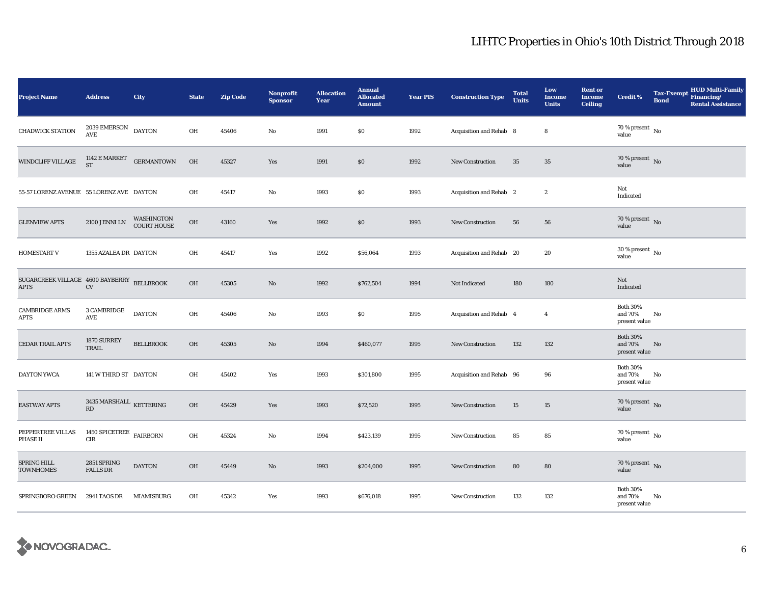# LIHTC Properties in Ohio's 10th District Through 2018

| Project Name | Address | City | State | Zip Code | Nonprofit Sponsor | Allocation Year | Annual Allocated Amount | Year PIS | Construction Type | Total Units | Low Income Units | Rent or Income Ceiling | Credit % | Tax-Exempt Bond | HUD Multi-Family Financing/ Rental Assistance |
|---|---|---|---|---|---|---|---|---|---|---|---|---|---|---|---|
| CHADWICK STATION | 2039 EMERSON AVE | DAYTON | OH | 45406 | No | 1991 | $0 | 1992 | Acquisition and Rehab | 8 | 8 | | 70 % present value | No | |
| WINDCLIFF VILLAGE | 1142 E MARKET ST | GERMANTOWN | OH | 45327 | Yes | 1991 | $0 | 1992 | New Construction | 35 | 35 | | 70 % present value | No | |
| 55-57 LORENZ AVENUE | 55 LORENZ AVE | DAYTON | OH | 45417 | No | 1993 | $0 | 1993 | Acquisition and Rehab | 2 | 2 | | Not Indicated | | |
| GLENVIEW APTS | 2100 JENNI LN | WASHINGTON COURT HOUSE | OH | 43160 | Yes | 1992 | $0 | 1993 | New Construction | 56 | 56 | | 70 % present value | No | |
| HOMESTART V | 1355 AZALEA DR | DAYTON | OH | 45417 | Yes | 1992 | $56,064 | 1993 | Acquisition and Rehab | 20 | 20 | | 30 % present value | No | |
| SUGARCREEK VILLAGE APTS | 4600 BAYBERRY CV | BELLBROOK | OH | 45305 | No | 1992 | $762,504 | 1994 | Not Indicated | 180 | 180 | | Not Indicated | | |
| CAMBRIDGE ARMS APTS | 3 CAMBRIDGE AVE | DAYTON | OH | 45406 | No | 1993 | $0 | 1995 | Acquisition and Rehab | 4 | 4 | | Both 30% and 70% present value | No | |
| CEDAR TRAIL APTS | 1870 SURREY TRAIL | BELLBROOK | OH | 45305 | No | 1994 | $460,077 | 1995 | New Construction | 132 | 132 | | Both 30% and 70% present value | No | |
| DAYTON YWCA | 141 W THIRD ST | DAYTON | OH | 45402 | Yes | 1993 | $301,800 | 1995 | Acquisition and Rehab | 96 | 96 | | Both 30% and 70% present value | No | |
| EASTWAY APTS | 3435 MARSHALL RD | KETTERING | OH | 45429 | Yes | 1993 | $72,520 | 1995 | New Construction | 15 | 15 | | 70 % present value | No | |
| PEPPERTREE VILLAS PHASE II | 1450 SPICETREE CIR | FAIRBORN | OH | 45324 | No | 1994 | $423,139 | 1995 | New Construction | 85 | 85 | | 70 % present value | No | |
| SPRING HILL TOWNHOMES | 2851 SPRING FALLS DR | DAYTON | OH | 45449 | No | 1993 | $204,000 | 1995 | New Construction | 80 | 80 | | 70 % present value | No | |
| SPRINGBORO GREEN | 2941 TAOS DR | MIAMISBURG | OH | 45342 | Yes | 1993 | $676,018 | 1995 | New Construction | 132 | 132 | | Both 30% and 70% present value | No | |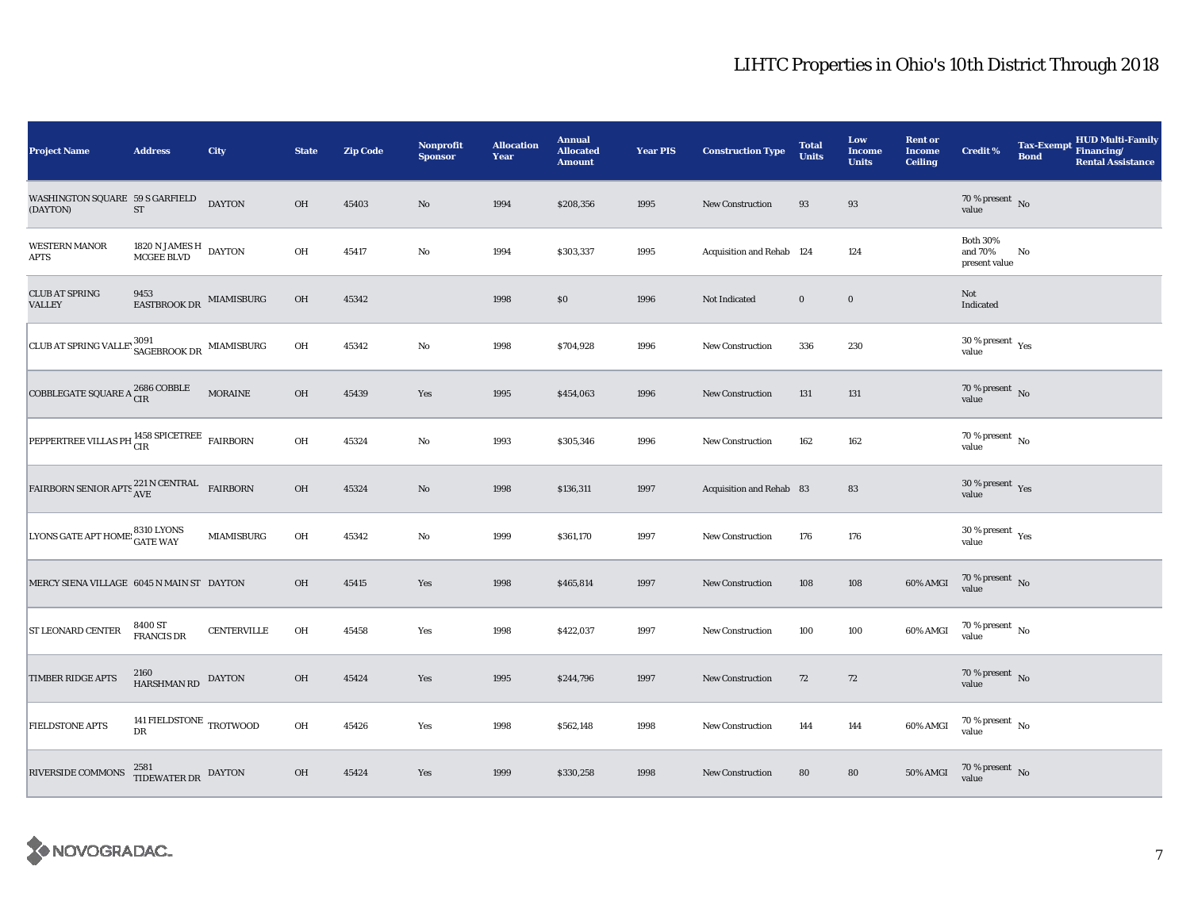# LIHTC Properties in Ohio's 10th District Through 2018

| Project Name | Address | City | State | Zip Code | Nonprofit Sponsor | Allocation Year | Annual Allocated Amount | Year PIS | Construction Type | Total Units | Low Income Units | Rent or Income Ceiling | Credit % | Tax-Exempt Bond | HUD Multi-Family Financing/ Rental Assistance |
|---|---|---|---|---|---|---|---|---|---|---|---|---|---|---|---|
| WASHINGTON SQUARE (DAYTON) | 59 S GARFIELD ST | DAYTON | OH | 45403 | No | 1994 | $208,356 | 1995 | New Construction | 93 | 93 | | 70 % present value | No | |
| WESTERN MANOR APTS | 1820 N JAMES H MCGEE BLVD | DAYTON | OH | 45417 | No | 1994 | $303,337 | 1995 | Acquisition and Rehab | 124 | 124 | | Both 30% and 70% present value | No | |
| CLUB AT SPRING VALLEY | 9453 EASTBROOK DR | MIAMISBURG | OH | 45342 | | 1998 | $0 | 1996 | Not Indicated | 0 | 0 | | Not Indicated | | |
| CLUB AT SPRING VALLEY | 3091 SAGEBROOK DR | MIAMISBURG | OH | 45342 | No | 1998 | $704,928 | 1996 | New Construction | 336 | 230 | | 30 % present value | Yes | |
| COBBLEGATE SQUARE A | 2686 COBBLE CIR | MORAINE | OH | 45439 | Yes | 1995 | $454,063 | 1996 | New Construction | 131 | 131 | | 70 % present value | No | |
| PEPPERTREE VILLAS PH | 1458 SPICETREE CIR | FAIRBORN | OH | 45324 | No | 1993 | $305,346 | 1996 | New Construction | 162 | 162 | | 70 % present value | No | |
| FAIRBORN SENIOR APTS | 221 N CENTRAL AVE | FAIRBORN | OH | 45324 | No | 1998 | $136,311 | 1997 | Acquisition and Rehab | 83 | 83 | | 30 % present value | Yes | |
| LYONS GATE APT HOMES | 8310 LYONS GATE WAY | MIAMISBURG | OH | 45342 | No | 1999 | $361,170 | 1997 | New Construction | 176 | 176 | | 30 % present value | Yes | |
| MERCY SIENA VILLAGE | 6045 N MAIN ST | DAYTON | OH | 45415 | Yes | 1998 | $465,814 | 1997 | New Construction | 108 | 108 | 60% AMGI | 70 % present value | No | |
| ST LEONARD CENTER | 8400 ST FRANCIS DR | CENTERVILLE | OH | 45458 | Yes | 1998 | $422,037 | 1997 | New Construction | 100 | 100 | 60% AMGI | 70 % present value | No | |
| TIMBER RIDGE APTS | 2160 HARSHMAN RD | DAYTON | OH | 45424 | Yes | 1995 | $244,796 | 1997 | New Construction | 72 | 72 | | 70 % present value | No | |
| FIELDSTONE APTS | 141 FIELDSTONE DR | TROTWOOD | OH | 45426 | Yes | 1998 | $562,148 | 1998 | New Construction | 144 | 144 | 60% AMGI | 70 % present value | No | |
| RIVERSIDE COMMONS | 2581 TIDEWATER DR | DAYTON | OH | 45424 | Yes | 1999 | $330,258 | 1998 | New Construction | 80 | 80 | 50% AMGI | 70 % present value | No | |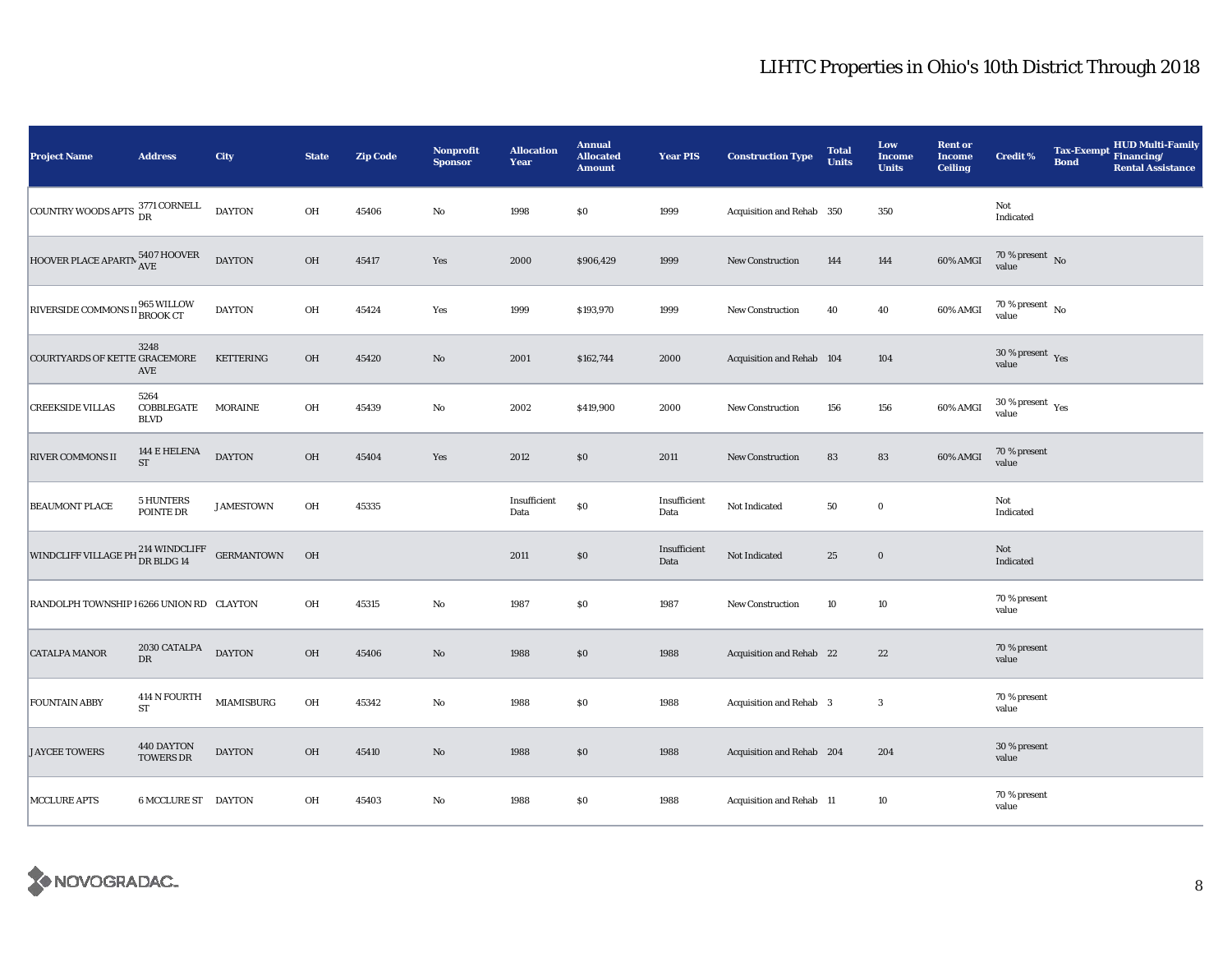## LIHTC Properties in Ohio's 10th District Through 2018

| Project Name | Address | City | State | Zip Code | Nonprofit Sponsor | Allocation Year | Annual Allocated Amount | Year PIS | Construction Type | Total Units | Low Income Units | Rent or Income Ceiling | Credit % | Tax-Exempt Bond | HUD Multi-Family Financing/ Rental Assistance |
|---|---|---|---|---|---|---|---|---|---|---|---|---|---|---|---|
| COUNTRY WOODS APTS | 3771 CORNELL DR | DAYTON | OH | 45406 | No | 1998 | $0 | 1999 | Acquisition and Rehab | 350 | 350 | | Not Indicated | | |
| HOOVER PLACE APARTM | 5407 HOOVER AVE | DAYTON | OH | 45417 | Yes | 2000 | $906,429 | 1999 | New Construction | 144 | 144 | 60% AMGI | 70 % present value | No | |
| RIVERSIDE COMMONS II | 965 WILLOW BROOK CT | DAYTON | OH | 45424 | Yes | 1999 | $193,970 | 1999 | New Construction | 40 | 40 | 60% AMGI | 70 % present value | No | |
| COURTYARDS OF KETTE | 3248 GRACEMORE AVE | KETTERING | OH | 45420 | No | 2001 | $162,744 | 2000 | Acquisition and Rehab | 104 | 104 | | 30 % present value | Yes | |
| CREEKSIDE VILLAS | 5264 COBBLEGATE BLVD | MORAINE | OH | 45439 | No | 2002 | $419,900 | 2000 | New Construction | 156 | 156 | 60% AMGI | 30 % present value | Yes | |
| RIVER COMMONS II | 144 E HELENA ST | DAYTON | OH | 45404 | Yes | 2012 | $0 | 2011 | New Construction | 83 | 83 | 60% AMGI | 70 % present value | | |
| BEAUMONT PLACE | 5 HUNTERS POINTE DR | JAMESTOWN | OH | 45335 | | Insufficient Data | $0 | Insufficient Data | Not Indicated | 50 | 0 | | Not Indicated | | |
| WINDCLIFF VILLAGE PH | 214 WINDCLIFF DR BLDG 14 | GERMANTOWN | OH | | | 2011 | $0 | Insufficient Data | Not Indicated | 25 | 0 | | Not Indicated | | |
| RANDOLPH TOWNSHIP I | 6266 UNION RD | CLAYTON | OH | 45315 | No | 1987 | $0 | 1987 | New Construction | 10 | 10 | | 70 % present value | | |
| CATALPA MANOR | 2030 CATALPA DR | DAYTON | OH | 45406 | No | 1988 | $0 | 1988 | Acquisition and Rehab | 22 | 22 | | 70 % present value | | |
| FOUNTAIN ABBY | 414 N FOURTH ST | MIAMISBURG | OH | 45342 | No | 1988 | $0 | 1988 | Acquisition and Rehab | 3 | 3 | | 70 % present value | | |
| JAYCEE TOWERS | 440 DAYTON TOWERS DR | DAYTON | OH | 45410 | No | 1988 | $0 | 1988 | Acquisition and Rehab | 204 | 204 | | 30 % present value | | |
| MCCLURE APTS | 6 MCCLURE ST | DAYTON | OH | 45403 | No | 1988 | $0 | 1988 | Acquisition and Rehab | 11 | 10 | | 70 % present value | | |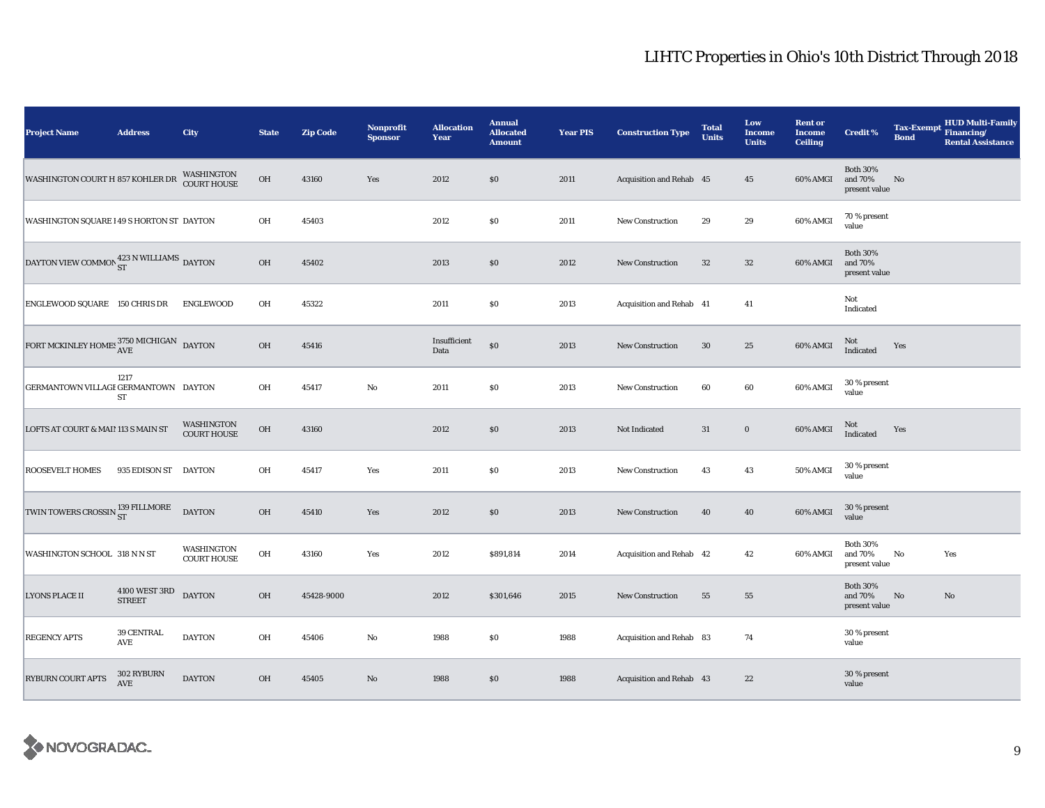# LIHTC Properties in Ohio's 10th District Through 2018

| Project Name | Address | City | State | Zip Code | Nonprofit Sponsor | Allocation Year | Annual Allocated Amount | Year PIS | Construction Type | Total Units | Low Income Units | Rent or Income Ceiling | Credit % | Tax-Exempt Bond | HUD Multi-Family Financing/ Rental Assistance |
|---|---|---|---|---|---|---|---|---|---|---|---|---|---|---|---|
| WASHINGTON COURT H | 857 KOHLER DR | WASHINGTON COURT HOUSE | OH | 43160 | Yes | 2012 | $0 | 2011 | Acquisition and Rehab | 45 | 45 | 60% AMGI | Both 30% and 70% present value | No | |
| WASHINGTON SQUARE I | 49 S HORTON ST | DAYTON | OH | 45403 | | 2012 | $0 | 2011 | New Construction | 29 | 29 | 60% AMGI | 70 % present value | | |
| DAYTON VIEW COMMON | 423 N WILLIAMS ST | DAYTON | OH | 45402 | | 2013 | $0 | 2012 | New Construction | 32 | 32 | 60% AMGI | Both 30% and 70% present value | | |
| ENGLEWOOD SQUARE | 150 CHRIS DR | ENGLEWOOD | OH | 45322 | | 2011 | $0 | 2013 | Acquisition and Rehab | 41 | 41 | | Not Indicated | | |
| FORT MCKINLEY HOMES | 3750 MICHIGAN AVE | DAYTON | OH | 45416 | | Insufficient Data | $0 | 2013 | New Construction | 30 | 25 | 60% AMGI | Not Indicated | Yes | |
| GERMANTOWN VILLAGE | 1217 GERMANTOWN ST | DAYTON | OH | 45417 | No | 2011 | $0 | 2013 | New Construction | 60 | 60 | 60% AMGI | 30 % present value | | |
| LOFTS AT COURT & MAIN | 113 S MAIN ST | WASHINGTON COURT HOUSE | OH | 43160 | | 2012 | $0 | 2013 | Not Indicated | 31 | 0 | 60% AMGI | Not Indicated | Yes | |
| ROOSEVELT HOMES | 935 EDISON ST | DAYTON | OH | 45417 | Yes | 2011 | $0 | 2013 | New Construction | 43 | 43 | 50% AMGI | 30 % present value | | |
| TWIN TOWERS CROSSIN | 139 FILLMORE ST | DAYTON | OH | 45410 | Yes | 2012 | $0 | 2013 | New Construction | 40 | 40 | 60% AMGI | 30 % present value | | |
| WASHINGTON SCHOOL | 318 N N ST | WASHINGTON COURT HOUSE | OH | 43160 | Yes | 2012 | $891,814 | 2014 | Acquisition and Rehab | 42 | 42 | 60% AMGI | Both 30% and 70% present value | No | Yes |
| LYONS PLACE II | 4100 WEST 3RD STREET | DAYTON | OH | 45428-9000 | | 2012 | $301,646 | 2015 | New Construction | 55 | 55 | | Both 30% and 70% present value | No | No |
| REGENCY APTS | 39 CENTRAL AVE | DAYTON | OH | 45406 | No | 1988 | $0 | 1988 | Acquisition and Rehab | 83 | 74 | | 30 % present value | | |
| RYBURN COURT APTS | 302 RYBURN AVE | DAYTON | OH | 45405 | No | 1988 | $0 | 1988 | Acquisition and Rehab | 43 | 22 | | 30 % present value | | |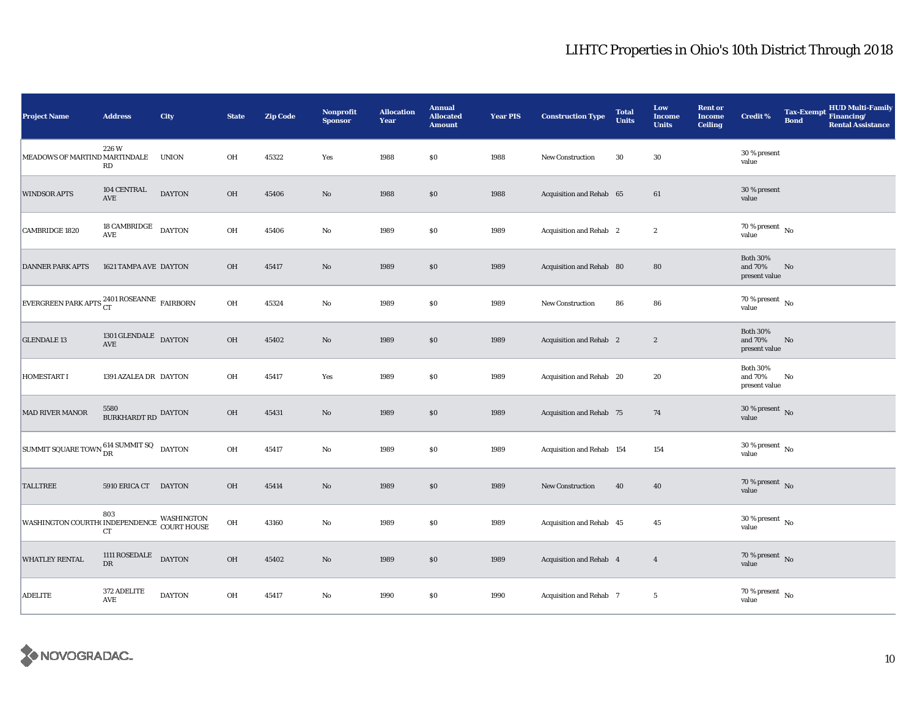# LIHTC Properties in Ohio's 10th District Through 2018

| Project Name | Address | City | State | Zip Code | Nonprofit Sponsor | Allocation Year | Annual Allocated Amount | Year PIS | Construction Type | Total Units | Low Income Units | Rent or Income Ceiling | Credit % | Tax-Exempt Bond | HUD Multi-Family Financing/ Rental Assistance |
|---|---|---|---|---|---|---|---|---|---|---|---|---|---|---|---|
| MEADOWS OF MARTIND | 226 W MARTINDALE RD | UNION | OH | 45322 | Yes | 1988 | $0 | 1988 | New Construction | 30 | 30 | | 30 % present value | | |
| WINDSOR APTS | 104 CENTRAL AVE | DAYTON | OH | 45406 | No | 1988 | $0 | 1988 | Acquisition and Rehab | 65 | 61 | | 30 % present value | | |
| CAMBRIDGE 1820 | 18 CAMBRIDGE AVE | DAYTON | OH | 45406 | No | 1989 | $0 | 1989 | Acquisition and Rehab | 2 | 2 | | 70 % present value | No | |
| DANNER PARK APTS | 1621 TAMPA AVE | DAYTON | OH | 45417 | No | 1989 | $0 | 1989 | Acquisition and Rehab | 80 | 80 | | Both 30% and 70% present value | No | |
| EVERGREEN PARK APTS | 2401 ROSEANNE CT | FAIRBORN | OH | 45324 | No | 1989 | $0 | 1989 | New Construction | 86 | 86 | | 70 % present value | No | |
| GLENDALE 13 | 1301 GLENDALE AVE | DAYTON | OH | 45402 | No | 1989 | $0 | 1989 | Acquisition and Rehab | 2 | 2 | | Both 30% and 70% present value | No | |
| HOMESTART I | 1391 AZALEA DR | DAYTON | OH | 45417 | Yes | 1989 | $0 | 1989 | Acquisition and Rehab | 20 | 20 | | Both 30% and 70% present value | No | |
| MAD RIVER MANOR | 5580 BURKHARDT RD | DAYTON | OH | 45431 | No | 1989 | $0 | 1989 | Acquisition and Rehab | 75 | 74 | | 30 % present value | No | |
| SUMMIT SQUARE TOWN | 614 SUMMIT SQ DR | DAYTON | OH | 45417 | No | 1989 | $0 | 1989 | Acquisition and Rehab | 154 | 154 | | 30 % present value | No | |
| TALLTREE | 5910 ERICA CT | DAYTON | OH | 45414 | No | 1989 | $0 | 1989 | New Construction | 40 | 40 | | 70 % present value | No | |
| WASHINGTON COURTH( | 803 INDEPENDENCE CT | WASHINGTON COURT HOUSE | OH | 43160 | No | 1989 | $0 | 1989 | Acquisition and Rehab | 45 | 45 | | 30 % present value | No | |
| WHATLEY RENTAL | 1111 ROSEDALE DR | DAYTON | OH | 45402 | No | 1989 | $0 | 1989 | Acquisition and Rehab | 4 | 4 | | 70 % present value | No | |
| ADELITE | 372 ADELITE AVE | DAYTON | OH | 45417 | No | 1990 | $0 | 1990 | Acquisition and Rehab | 7 | 5 | | 70 % present value | No | |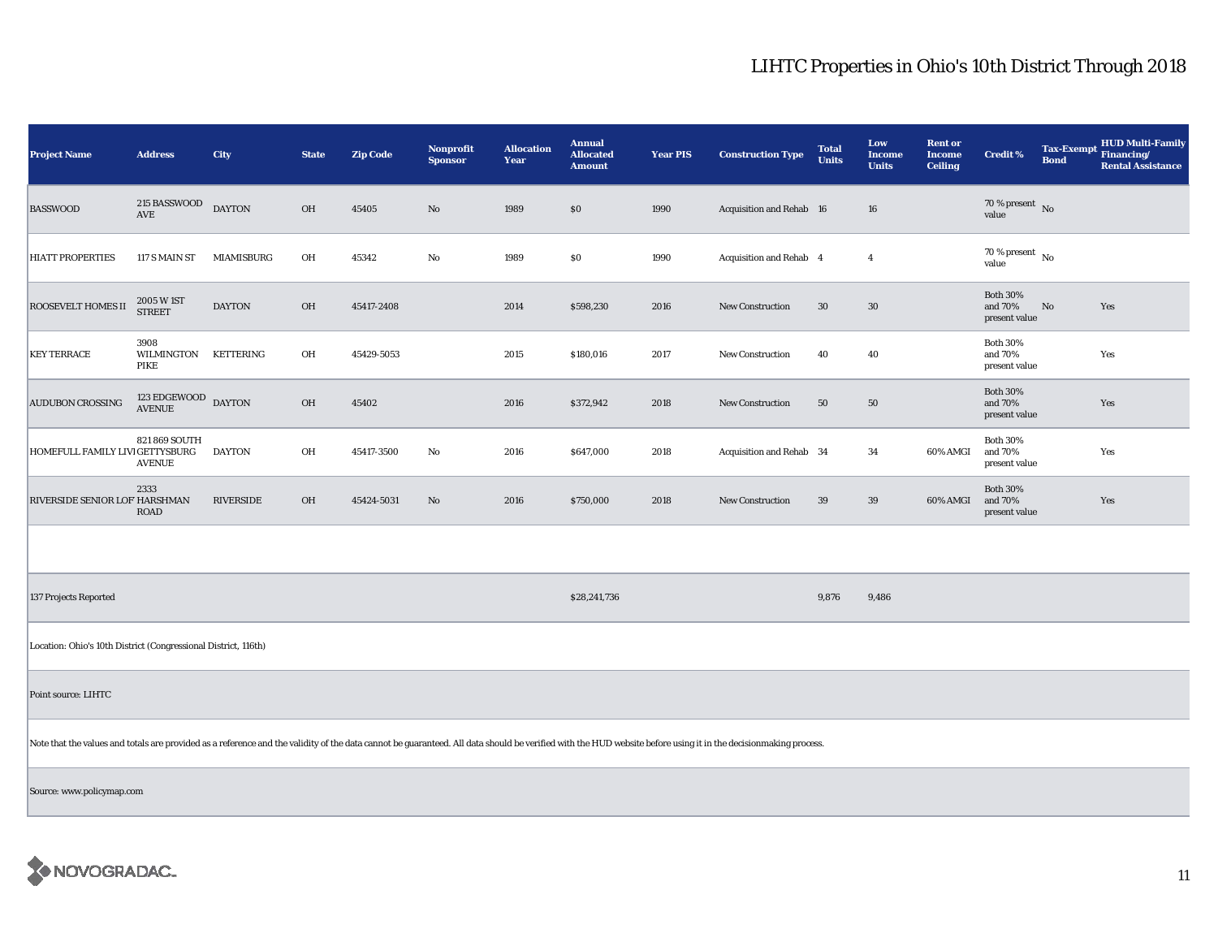# LIHTC Properties in Ohio's 10th District Through 2018

| Project Name | Address | City | State | Zip Code | Nonprofit Sponsor | Allocation Year | Annual Allocated Amount | Year PIS | Construction Type | Total Units | Low Income Units | Rent or Income Ceiling | Credit % | Tax-Exempt Bond | HUD Multi-Family Financing/ Rental Assistance |
|---|---|---|---|---|---|---|---|---|---|---|---|---|---|---|---|
| BASSWOOD | 215 BASSWOOD AVE | DAYTON | OH | 45405 | No | 1989 | $0 | 1990 | Acquisition and Rehab | 16 | 16 | | 70 % present value | No | |
| HIATT PROPERTIES | 117 S MAIN ST | MIAMISBURG | OH | 45342 | No | 1989 | $0 | 1990 | Acquisition and Rehab | 4 | 4 | | 70 % present value | No | |
| ROOSEVELT HOMES II | 2005 W 1ST STREET | DAYTON | OH | 45417-2408 | | 2014 | $598,230 | 2016 | New Construction | 30 | 30 | | Both 30% and 70% present value | No | Yes |
| KEY TERRACE | 3908 WILMINGTON PIKE | KETTERING | OH | 45429-5053 | | 2015 | $180,016 | 2017 | New Construction | 40 | 40 | | Both 30% and 70% present value | | Yes |
| AUDUBON CROSSING | 123 EDGEWOOD AVENUE | DAYTON | OH | 45402 | | 2016 | $372,942 | 2018 | New Construction | 50 | 50 | | Both 30% and 70% present value | | Yes |
| HOMEFULL FAMILY LIVI | 821 869 SOUTH GETTYSBURG AVENUE | DAYTON | OH | 45417-3500 | No | 2016 | $647,000 | 2018 | Acquisition and Rehab | 34 | 34 | 60% AMGI | Both 30% and 70% present value | | Yes |
| RIVERSIDE SENIOR LOF | 2333 HARSHMAN ROAD | RIVERSIDE | OH | 45424-5031 | No | 2016 | $750,000 | 2018 | New Construction | 39 | 39 | 60% AMGI | Both 30% and 70% present value | | Yes |
| | | | | | | | | | | | | | | | |
| 137 Projects Reported | | | | | | | $28,241,736 | | | 9,876 | 9,486 | | | | |

Location: Ohio's 10th District (Congressional District, 116th)

Point source: LIHTC

Note that the values and totals are provided as a reference and the validity of the data cannot be guaranteed. All data should be verified with the HUD website before using it in the decisionmaking process.

Source: www.policymap.com

NOVOGRADAC